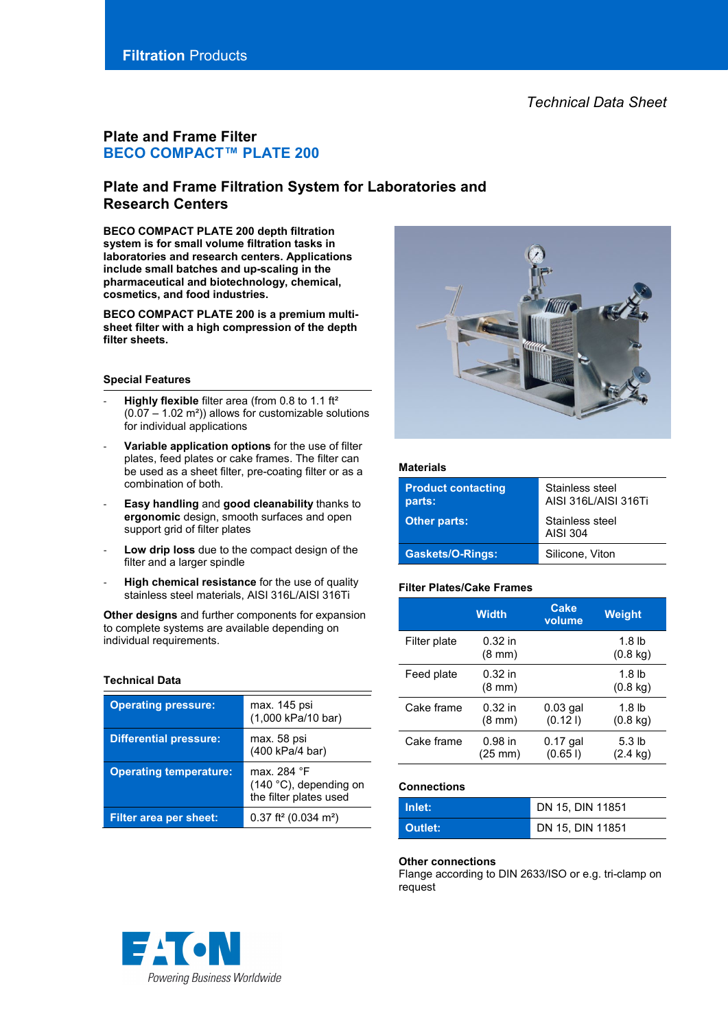Filtration Products

*Technical Data Sheet*

# Plate and Frame Filter
# BECO COMPACT™ PLATE 200

## Plate and Frame Filtration System for Laboratories and Research Centers

**BECO COMPACT PLATE 200 depth filtration system is for small volume filtration tasks in laboratories and research centers. Applications include small batches and up-scaling in the pharmaceutical and biotechnology, chemical, cosmetics, and food industries.**

**BECO COMPACT PLATE 200 is a premium multi-sheet filter with a high compression of the depth filter sheets.**

### Special Features

- **Highly flexible** filter area (from 0.8 to 1.1 ft² (0.07 – 1.02 m²)) allows for customizable solutions for individual applications
- **Variable application options** for the use of filter plates, feed plates or cake frames. The filter can be used as a sheet filter, pre-coating filter or as a combination of both.
- **Easy handling** and **good cleanability** thanks to **ergonomic** design, smooth surfaces and open support grid of filter plates
- **Low drip loss** due to the compact design of the filter and a larger spindle
- **High chemical resistance** for the use of quality stainless steel materials, AISI 316L/AISI 316Ti

**Other designs** and further components for expansion to complete systems are available depending on individual requirements.

### Technical Data

| | |
|---|---|
| **Operating pressure:** | max. 145 psi (1,000 kPa/10 bar) |
| **Differential pressure:** | max. 58 psi (400 kPa/4 bar) |
| **Operating temperature:** | max. 284 °F (140 °C), depending on the filter plates used |
| **Filter area per sheet:** | 0.37 ft² (0.034 m²) |

### Materials

| | |
|---|---|
| **Product contacting parts:** | Stainless steel AISI 316L/AISI 316Ti |
| **Other parts:** | Stainless steel AISI 304 |
| **Gaskets/O-Rings:** | Silicone, Viton |

### Filter Plates/Cake Frames

| | Width | Cake volume | Weight |
|---|---|---|---|
| Filter plate | 0.32 in (8 mm) | | 1.8 lb (0.8 kg) |
| Feed plate | 0.32 in (8 mm) | | 1.8 lb (0.8 kg) |
| Cake frame | 0.32 in (8 mm) | 0.03 gal (0.12 l) | 1.8 lb (0.8 kg) |
| Cake frame | 0.98 in (25 mm) | 0.17 gal (0.65 l) | 5.3 lb (2.4 kg) |

### Connections

| | |
|---|---|
| **Inlet:** | DN 15, DIN 11851 |
| **Outlet:** | DN 15, DIN 11851 |

**Other connections**
Flange according to DIN 2633/ISO or e.g. tri-clamp on request

EATON
*Powering Business Worldwide*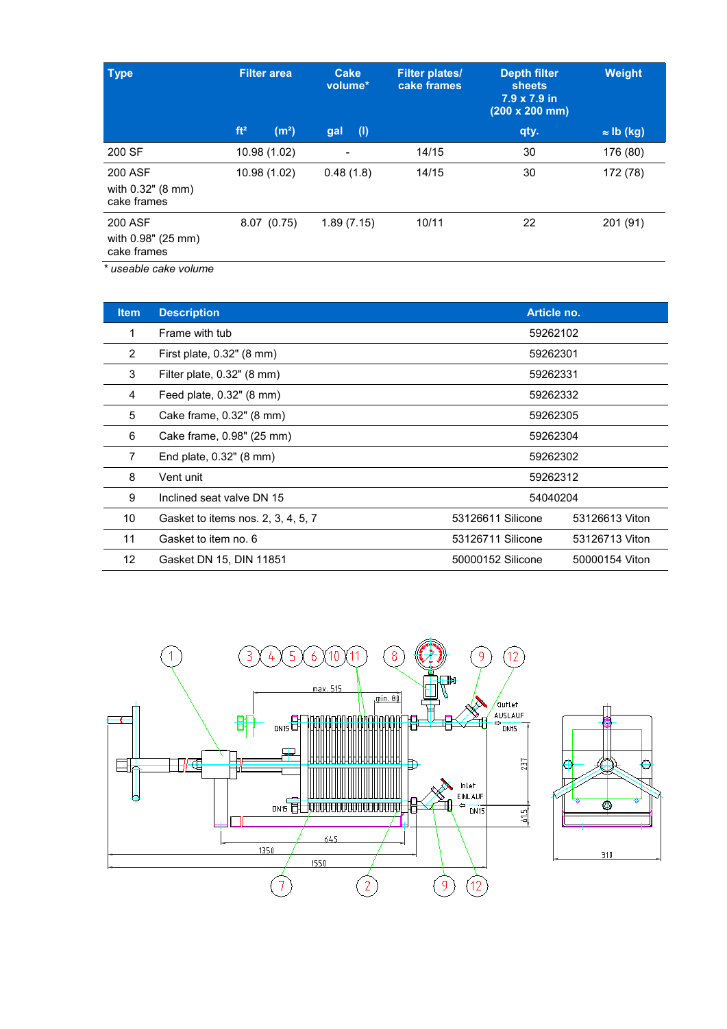| Type | Filter area | Cake volume* | Filter plates/ cake frames | Depth filter sheets 7.9 x 7.9 in (200 x 200 mm) | Weight |
|---|---|---|---|---|---|
| | ft² (m²) | gal (l) | | qty. | ≈ lb (kg) |
| 200 SF | 10.98 (1.02) | - | 14/15 | 30 | 176 (80) |
| 200 ASF with 0.32" (8 mm) cake frames | 10.98 (1.02) | 0.48 (1.8) | 14/15 | 30 | 172 (78) |
| 200 ASF with 0.98" (25 mm) cake frames | 8.07 (0.75) | 1.89 (7.15) | 10/11 | 22 | 201 (91) |

*\* useable cake volume*

| Item | Description | Article no. | |
|---|---|---|---|
| 1 | Frame with tub | 59262102 | |
| 2 | First plate, 0.32" (8 mm) | 59262301 | |
| 3 | Filter plate, 0.32" (8 mm) | 59262331 | |
| 4 | Feed plate, 0.32" (8 mm) | 59262332 | |
| 5 | Cake frame, 0.32" (8 mm) | 59262305 | |
| 6 | Cake frame, 0.98" (25 mm) | 59262304 | |
| 7 | End plate, 0.32" (8 mm) | 59262302 | |
| 8 | Vent unit | 59262312 | |
| 9 | Inclined seat valve DN 15 | 54040204 | |
| 10 | Gasket to items nos. 2, 3, 4, 5, 7 | 53126611 Silicone | 53126613 Viton |
| 11 | Gasket to item no. 6 | 53126711 Silicone | 53126713 Viton |
| 12 | Gasket DN 15, DIN 11851 | 50000152 Silicone | 50000154 Viton |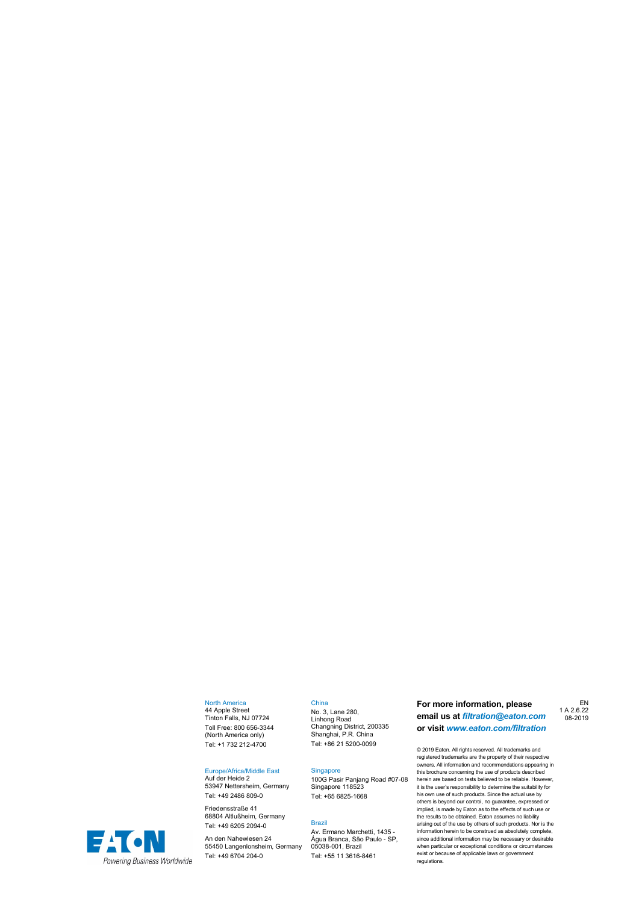North America
44 Apple Street
Tinton Falls, NJ 07724
Toll Free: 800 656-3344
(North America only)
Tel: +1 732 212-4700

Europe/Africa/Middle East
Auf der Heide 2
53947 Nettersheim, Germany
Tel: +49 2486 809-0

Friedensstraße 41
68804 Altlußheim, Germany
Tel: +49 6205 2094-0

An den Nahewiesen 24
55450 Langenlonsheim, Germany
Tel: +49 6704 204-0

China
No. 3, Lane 280,
Linhong Road
Changning District, 200335
Shanghai, P.R. China
Tel: +86 21 5200-0099

Singapore
100G Pasir Panjang Road #07-08
Singapore 118523
Tel: +65 6825-1668

Brazil
Av. Ermano Marchetti, 1435 -
Água Branca, São Paulo - SP,
05038-001, Brazil
Tel: +55 11 3616-8461

**For more information, please email us at *filtration@eaton.com* or visit *www.eaton.com/filtration***

EN
1 A 2.6.22
08-2019

© 2019 Eaton. All rights reserved. All trademarks and registered trademarks are the property of their respective owners. All information and recommendations appearing in this brochure concerning the use of products described herein are based on tests believed to be reliable. However, it is the user's responsibility to determine the suitability for his own use of such products. Since the actual use by others is beyond our control, no guarantee, expressed or implied, is made by Eaton as to the effects of such use or the results to be obtained. Eaton assumes no liability arising out of the use by others of such products. Nor is the information herein to be construed as absolutely complete, since additional information may be necessary or desirable when particular or exceptional conditions or circumstances exist or because of applicable laws or government regulations.

EATON
Powering Business Worldwide